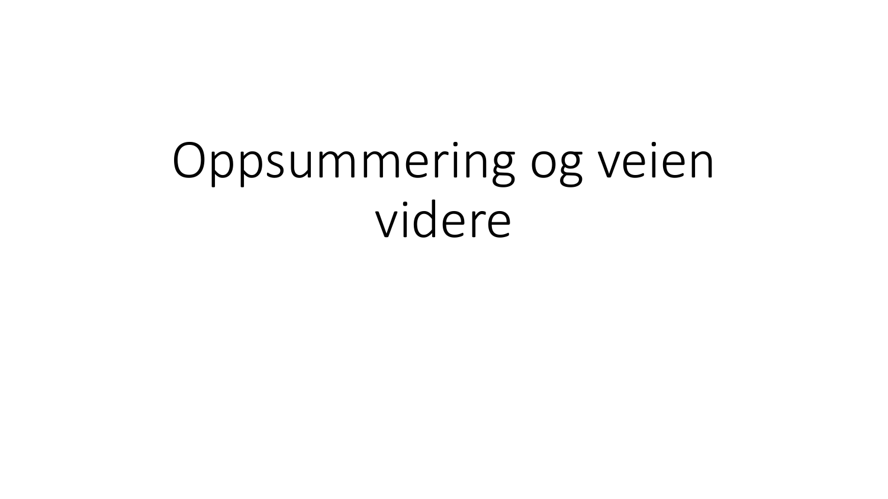# Oppsummering og veien videre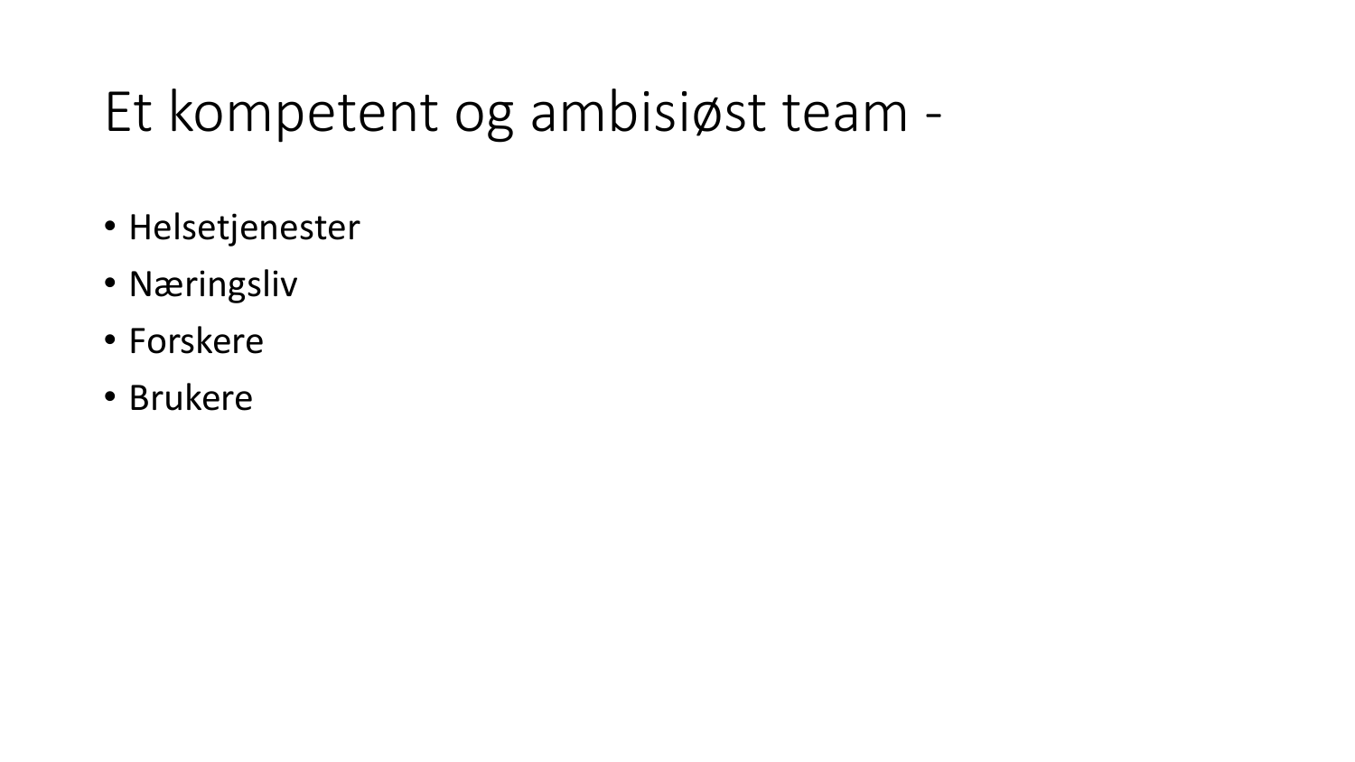# Et kompetent og ambisiøst team -

- Helsetjenester
- Næringsliv
- Forskere
- Brukere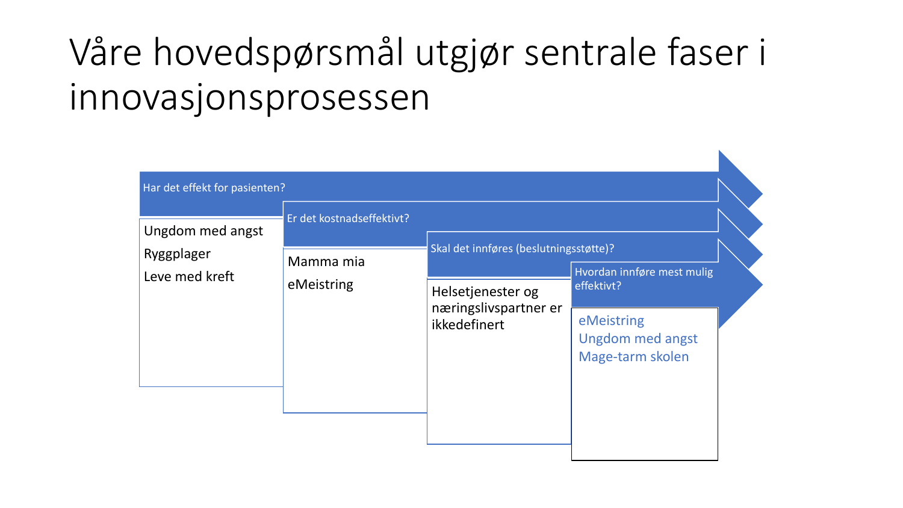# Våre hovedspørsmål utgjør sentrale faser i innovasjonsprosessen

**Har det effekt for pasienten?**

- Ungdom med angst
- Ryggplager
- Leve med kreft

**Er det kostnadseffektivt?**

- Mamma mia
- eMeistring

**Skal det innføres (beslutningsstøtte)?**

- Helsetjenester og næringslivspartner er ikkedefinert

**Hvordan innføre mest mulig effektivt?**

- eMeistring
- Ungdom med angst
- Mage-tarm skolen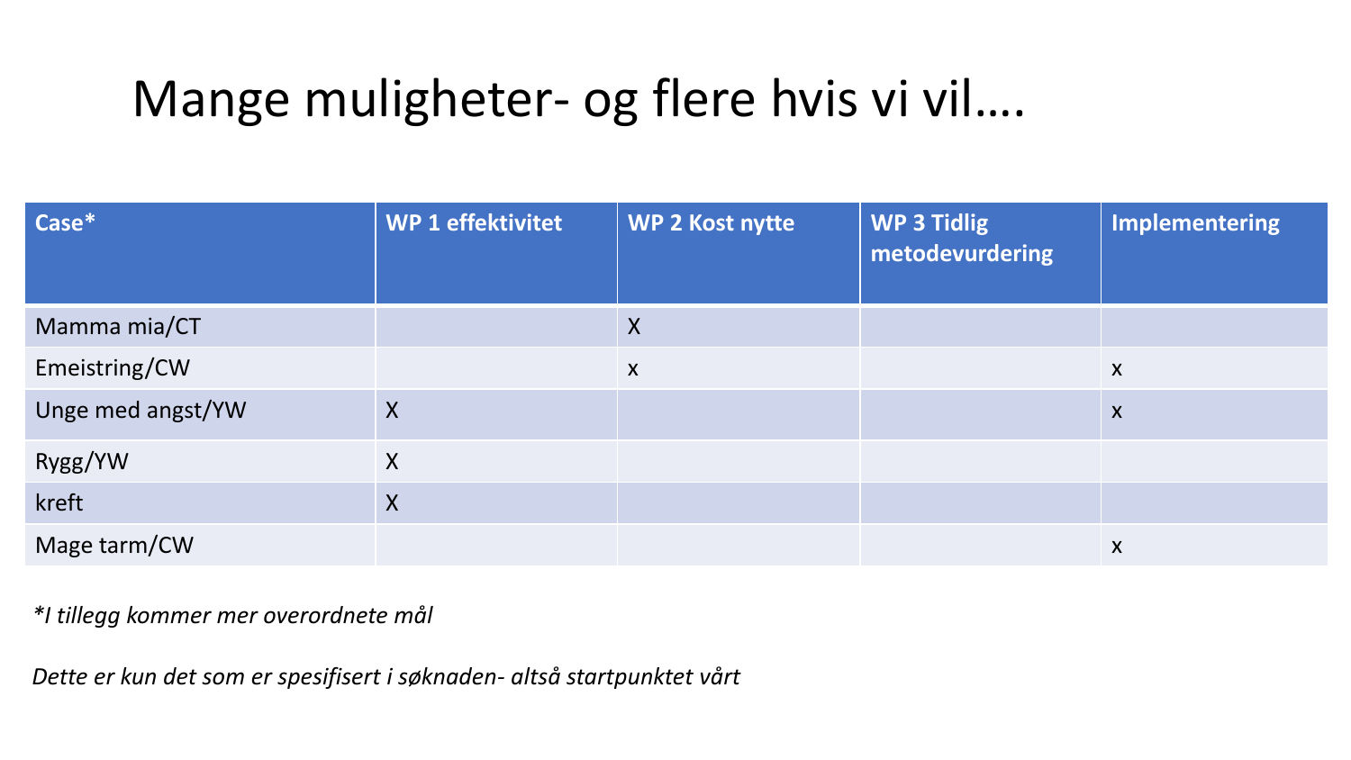# Mange muligheter- og flere hvis vi vil….

| Case* | WP 1 effektivitet | WP 2 Kost nytte | WP 3 Tidlig metodevurdering | Implementering |
|---|---|---|---|---|
| Mamma mia/CT | | X | | |
| Emeistring/CW | | x | | x |
| Unge med angst/YW | X | | | x |
| Rygg/YW | X | | | |
| kreft | X | | | |
| Mage tarm/CW | | | | x |

*\*I tillegg kommer mer overordnete mål*

*Dette er kun det som er spesifisert i søknaden- altså startpunktet vårt*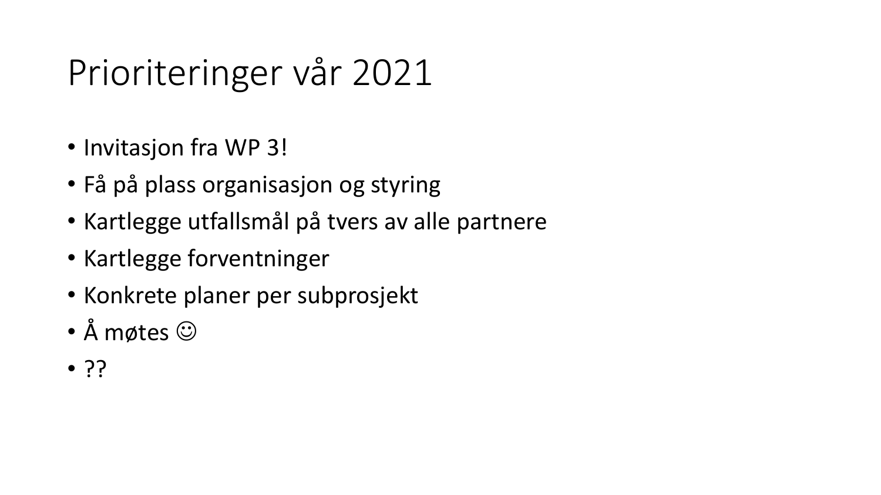# Prioriteringer vår 2021

- Invitasjon fra WP 3!
- Få på plass organisasjon og styring
- Kartlegge utfallsmål på tvers av alle partnere
- Kartlegge forventninger
- Konkrete planer per subprosjekt
- Å møtes ☺
- ??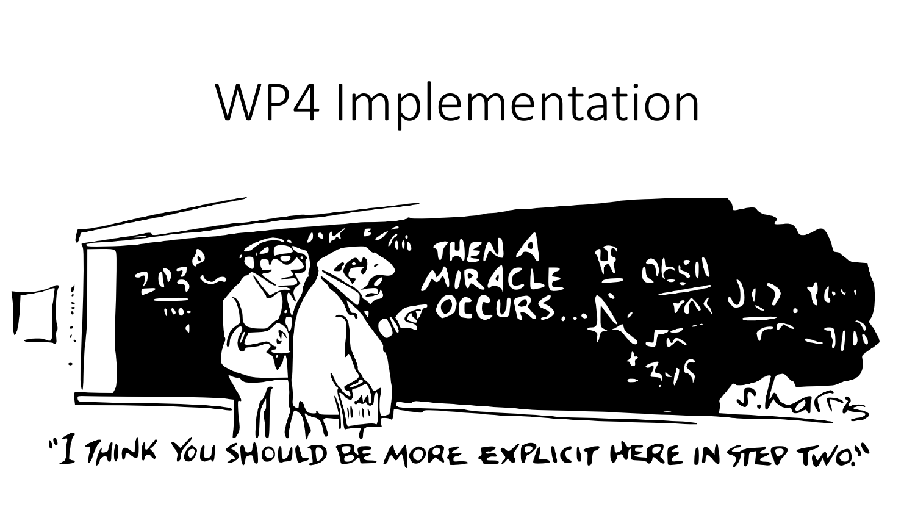# WP4 Implementation

"I THINK YOU SHOULD BE MORE EXPLICIT HERE IN STEP TWO."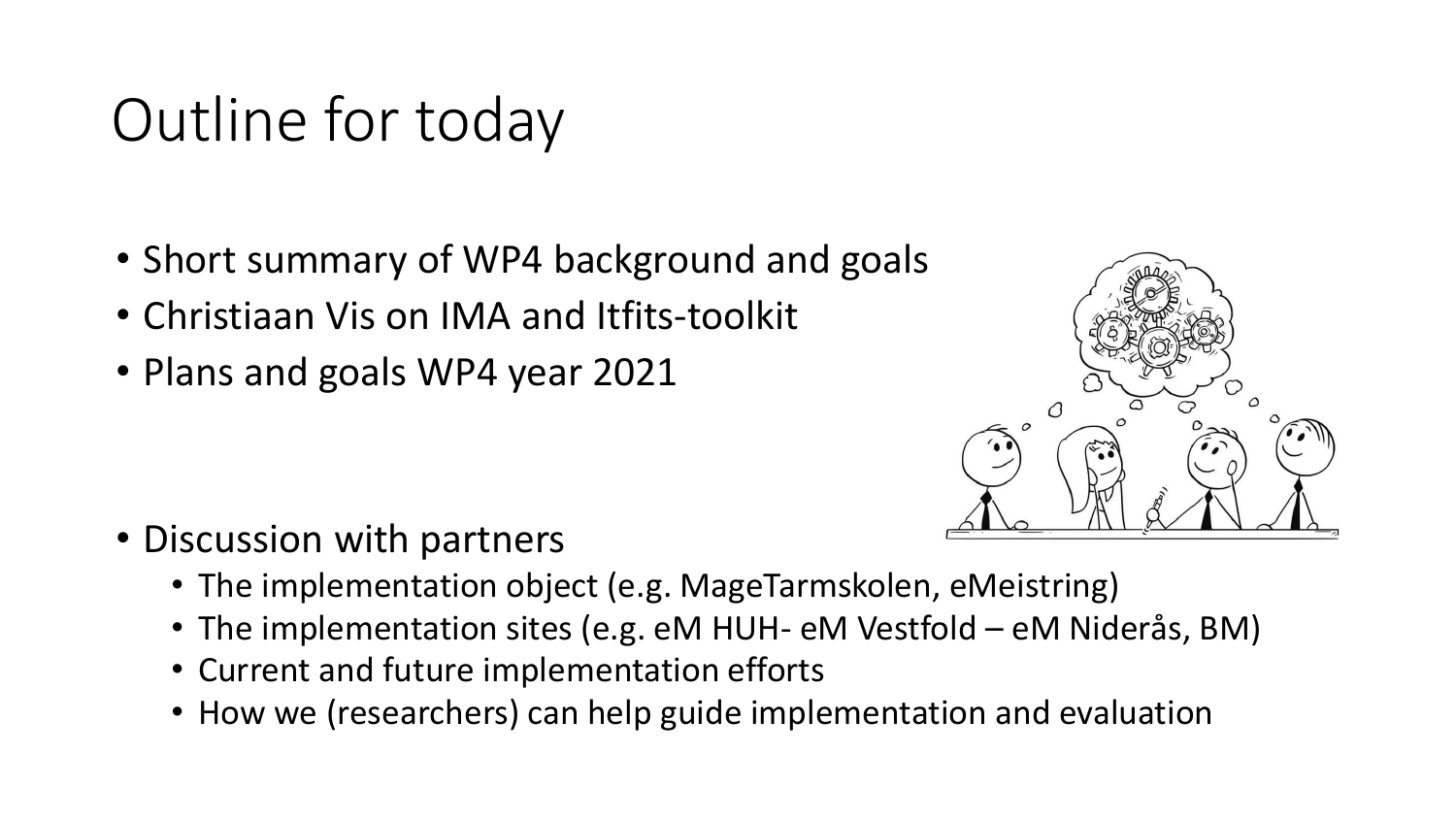# Outline for today

- Short summary of WP4 background and goals
- Christiaan Vis on IMA and Itfits-toolkit
- Plans and goals WP4 year 2021

- Discussion with partners
  - The implementation object (e.g. MageTarmskolen, eMeistring)
  - The implementation sites (e.g. eM HUH- eM Vestfold – eM Nideräs, BM)
  - Current and future implementation efforts
  - How we (researchers) can help guide implementation and evaluation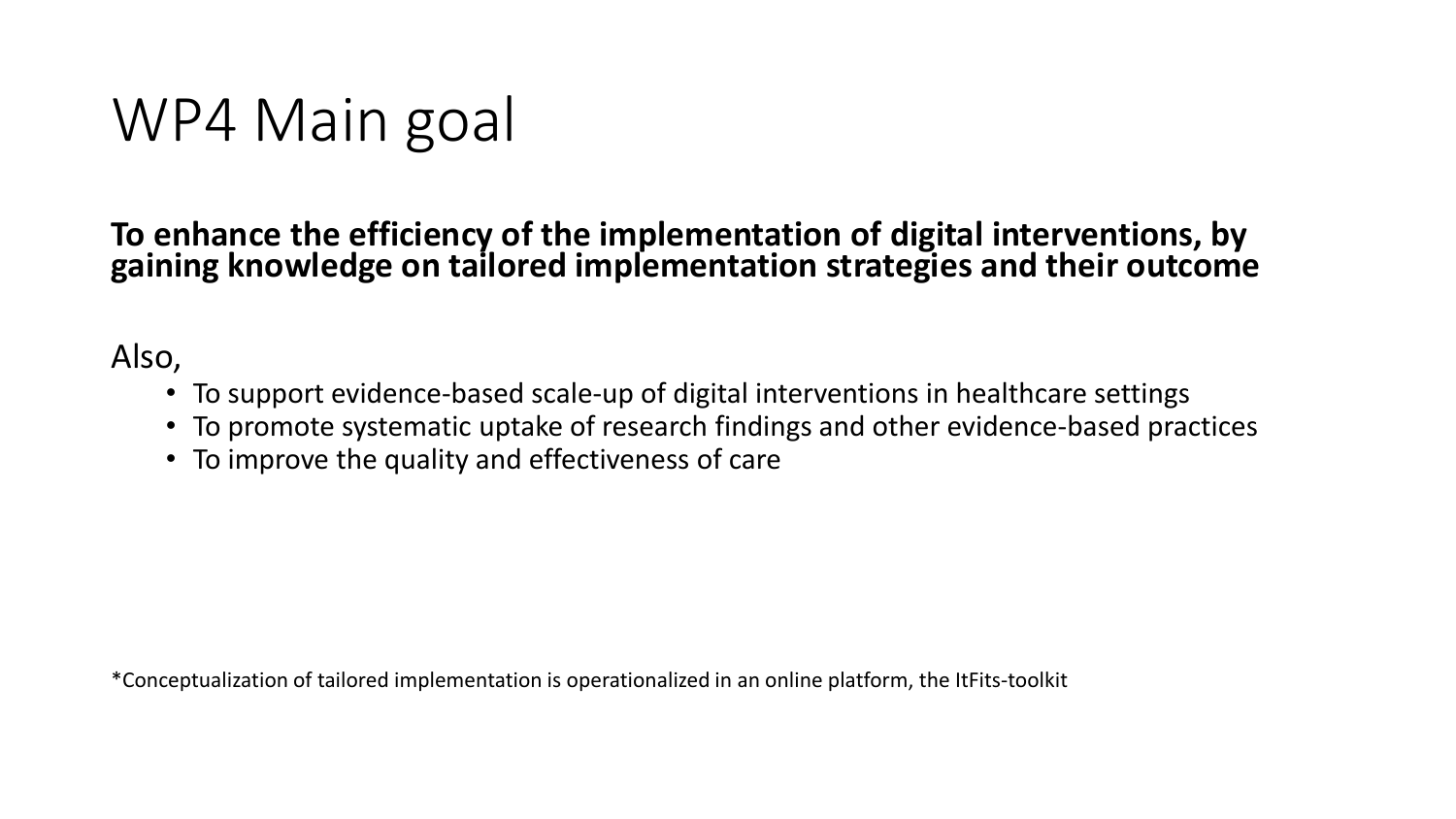# WP4 Main goal

**To enhance the efficiency of the implementation of digital interventions, by gaining knowledge on tailored implementation strategies and their outcome**

Also,

- To support evidence-based scale-up of digital interventions in healthcare settings
- To promote systematic uptake of research findings and other evidence-based practices
- To improve the quality and effectiveness of care

*Conceptualization of tailored implementation is operationalized in an online platform, the ItFits-toolkit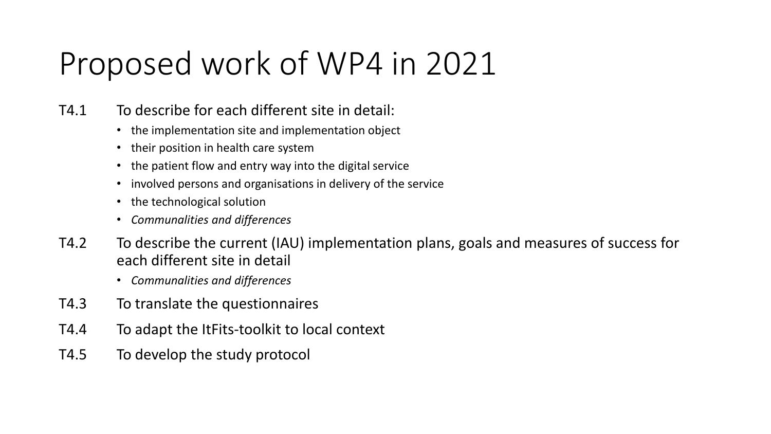# Proposed work of WP4 in 2021

T4.1 To describe for each different site in detail:

- the implementation site and implementation object
- their position in health care system
- the patient flow and entry way into the digital service
- involved persons and organisations in delivery of the service
- the technological solution
- *Communalities and differences*

T4.2 To describe the current (IAU) implementation plans, goals and measures of success for each different site in detail

- *Communalities and differences*

T4.3 To translate the questionnaires

T4.4 To adapt the ItFits-toolkit to local context

T4.5 To develop the study protocol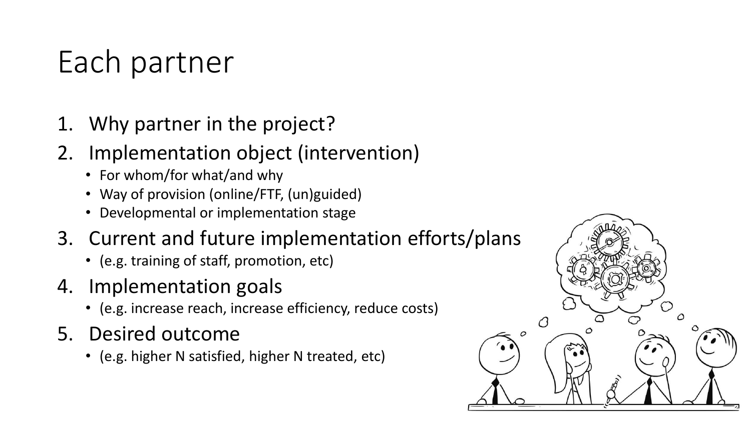# Each partner

1. Why partner in the project?
2. Implementation object (intervention)
   - For whom/for what/and why
   - Way of provision (online/FTF, (un)guided)
   - Developmental or implementation stage
3. Current and future implementation efforts/plans
   - (e.g. training of staff, promotion, etc)
4. Implementation goals
   - (e.g. increase reach, increase efficiency, reduce costs)
5. Desired outcome
   - (e.g. higher N satisfied, higher N treated, etc)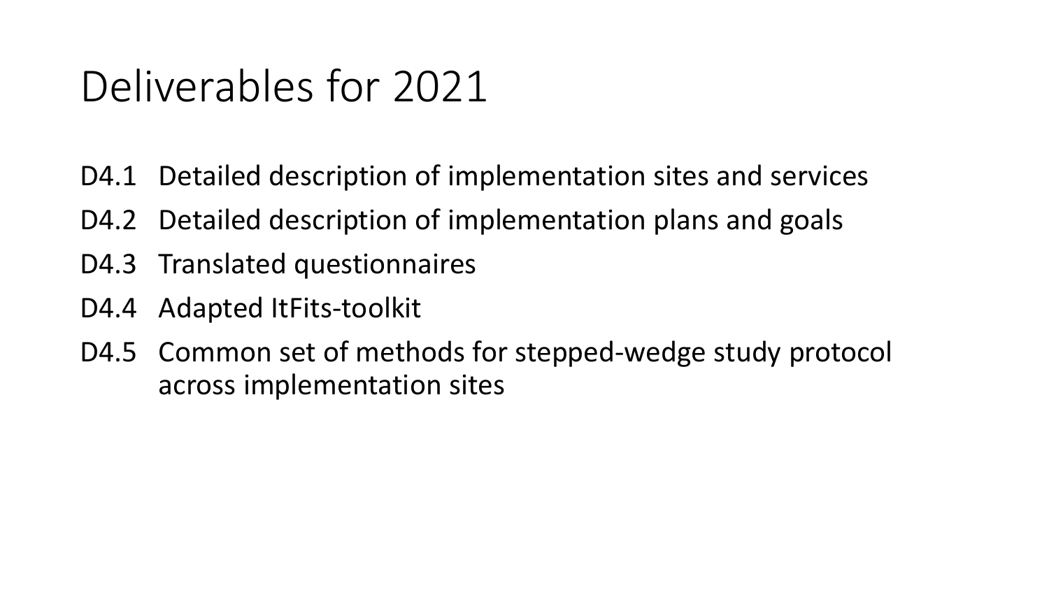# Deliverables for 2021

- D4.1 Detailed description of implementation sites and services
- D4.2 Detailed description of implementation plans and goals
- D4.3 Translated questionnaires
- D4.4 Adapted ItFits-toolkit
- D4.5 Common set of methods for stepped-wedge study protocol across implementation sites